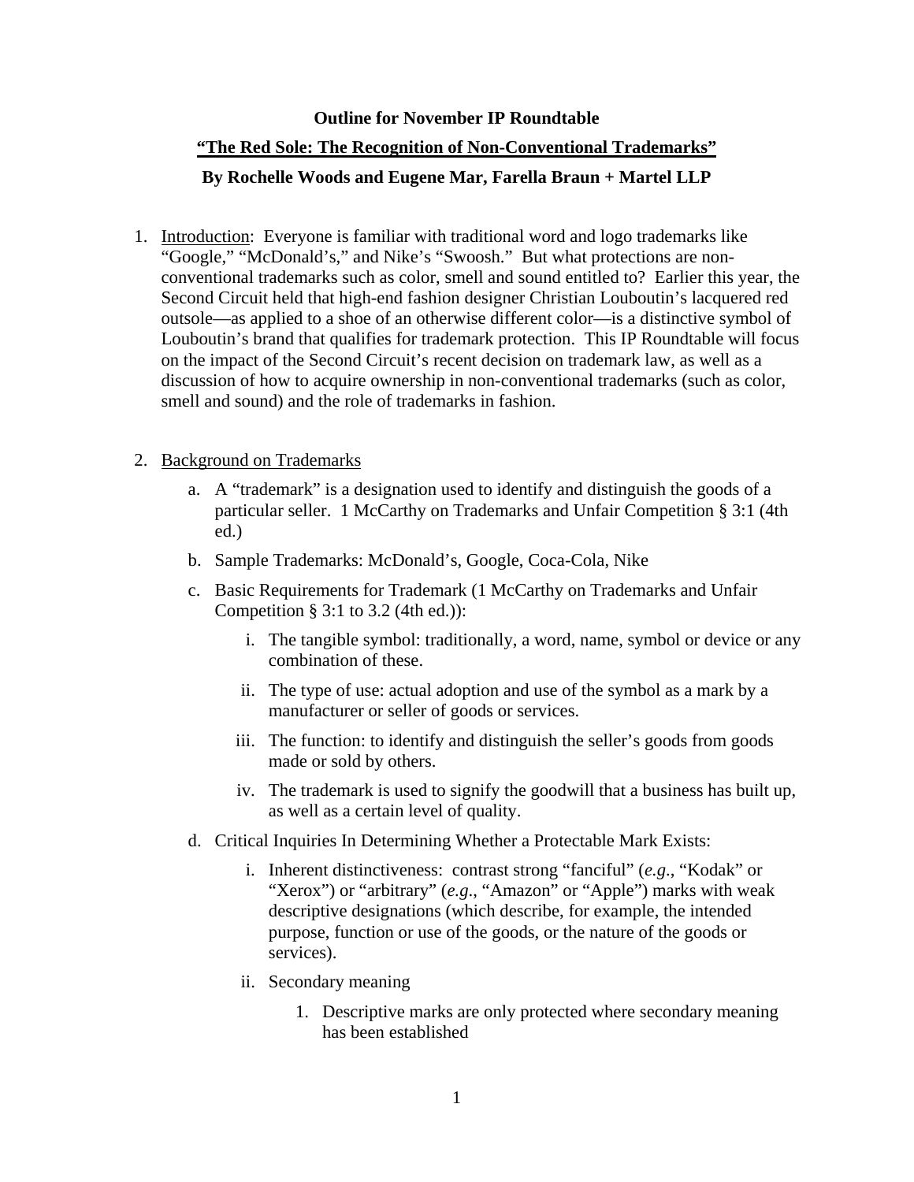**Outline for November IP Roundtable**

**"The Red Sole: The Recognition of Non-Conventional Trademarks"**

**By Rochelle Woods and Eugene Mar, Farella Braun + Martel LLP**

1. Introduction: Everyone is familiar with traditional word and logo trademarks like "Google," "McDonald's," and Nike's "Swoosh." But what protections are non-conventional trademarks such as color, smell and sound entitled to? Earlier this year, the Second Circuit held that high-end fashion designer Christian Louboutin's lacquered red outsole—as applied to a shoe of an otherwise different color—is a distinctive symbol of Louboutin's brand that qualifies for trademark protection. This IP Roundtable will focus on the impact of the Second Circuit's recent decision on trademark law, as well as a discussion of how to acquire ownership in non-conventional trademarks (such as color, smell and sound) and the role of trademarks in fashion.

2. Background on Trademarks
   a. A "trademark" is a designation used to identify and distinguish the goods of a particular seller. 1 McCarthy on Trademarks and Unfair Competition § 3:1 (4th ed.)
   b. Sample Trademarks: McDonald's, Google, Coca-Cola, Nike
   c. Basic Requirements for Trademark (1 McCarthy on Trademarks and Unfair Competition § 3:1 to 3.2 (4th ed.)):
      i. The tangible symbol: traditionally, a word, name, symbol or device or any combination of these.
      ii. The type of use: actual adoption and use of the symbol as a mark by a manufacturer or seller of goods or services.
      iii. The function: to identify and distinguish the seller's goods from goods made or sold by others.
      iv. The trademark is used to signify the goodwill that a business has built up, as well as a certain level of quality.
   d. Critical Inquiries In Determining Whether a Protectable Mark Exists:
      i. Inherent distinctiveness: contrast strong "fanciful" (*e.g.*, "Kodak" or "Xerox") or "arbitrary" (*e.g.*, "Amazon" or "Apple") marks with weak descriptive designations (which describe, for example, the intended purpose, function or use of the goods, or the nature of the goods or services).
      ii. Secondary meaning
         1. Descriptive marks are only protected where secondary meaning has been established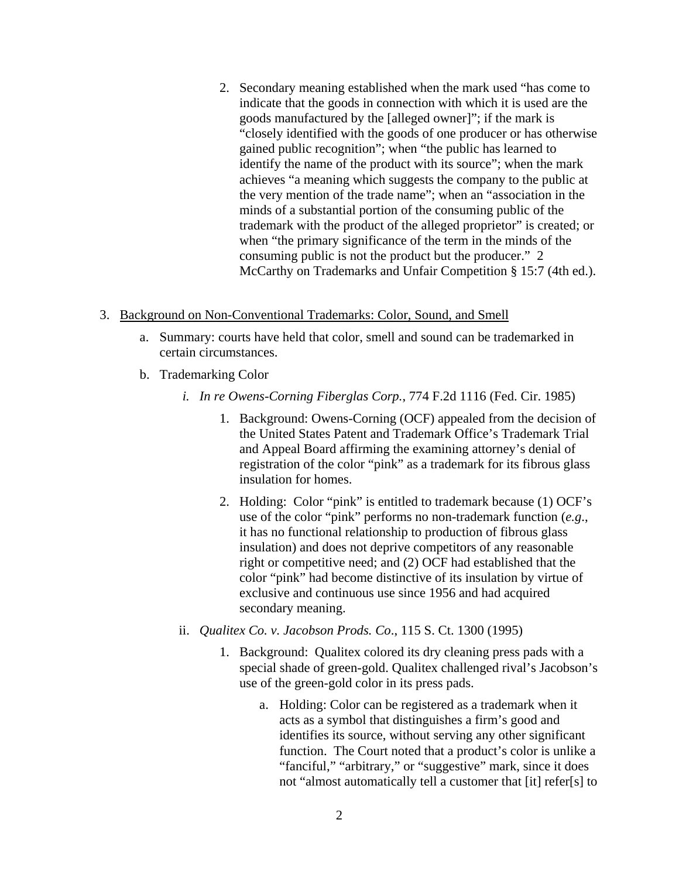2. Secondary meaning established when the mark used "has come to indicate that the goods in connection with which it is used are the goods manufactured by the [alleged owner]"; if the mark is "closely identified with the goods of one producer or has otherwise gained public recognition"; when "the public has learned to identify the name of the product with its source"; when the mark achieves "a meaning which suggests the company to the public at the very mention of the trade name"; when an "association in the minds of a substantial portion of the consuming public of the trademark with the product of the alleged proprietor" is created; or when "the primary significance of the term in the minds of the consuming public is not the product but the producer." 2 McCarthy on Trademarks and Unfair Competition § 15:7 (4th ed.).

3. <u>Background on Non-Conventional Trademarks: Color, Sound, and Smell</u>

   a. Summary: courts have held that color, smell and sound can be trademarked in certain circumstances.

   b. Trademarking Color

      i. *In re Owens-Corning Fiberglas Corp.*, 774 F.2d 1116 (Fed. Cir. 1985)

         1. Background: Owens-Corning (OCF) appealed from the decision of the United States Patent and Trademark Office's Trademark Trial and Appeal Board affirming the examining attorney's denial of registration of the color "pink" as a trademark for its fibrous glass insulation for homes.

         2. Holding: Color "pink" is entitled to trademark because (1) OCF's use of the color "pink" performs no non-trademark function (*e.g*., it has no functional relationship to production of fibrous glass insulation) and does not deprive competitors of any reasonable right or competitive need; and (2) OCF had established that the color "pink" had become distinctive of its insulation by virtue of exclusive and continuous use since 1956 and had acquired secondary meaning.

      ii. *Qualitex Co. v. Jacobson Prods. Co*., 115 S. Ct. 1300 (1995)

         1. Background: Qualitex colored its dry cleaning press pads with a special shade of green-gold. Qualitex challenged rival's Jacobson's use of the green-gold color in its press pads.

            a. Holding: Color can be registered as a trademark when it acts as a symbol that distinguishes a firm's good and identifies its source, without serving any other significant function. The Court noted that a product's color is unlike a "fanciful," "arbitrary," or "suggestive" mark, since it does not "almost automatically tell a customer that [it] refer[s] to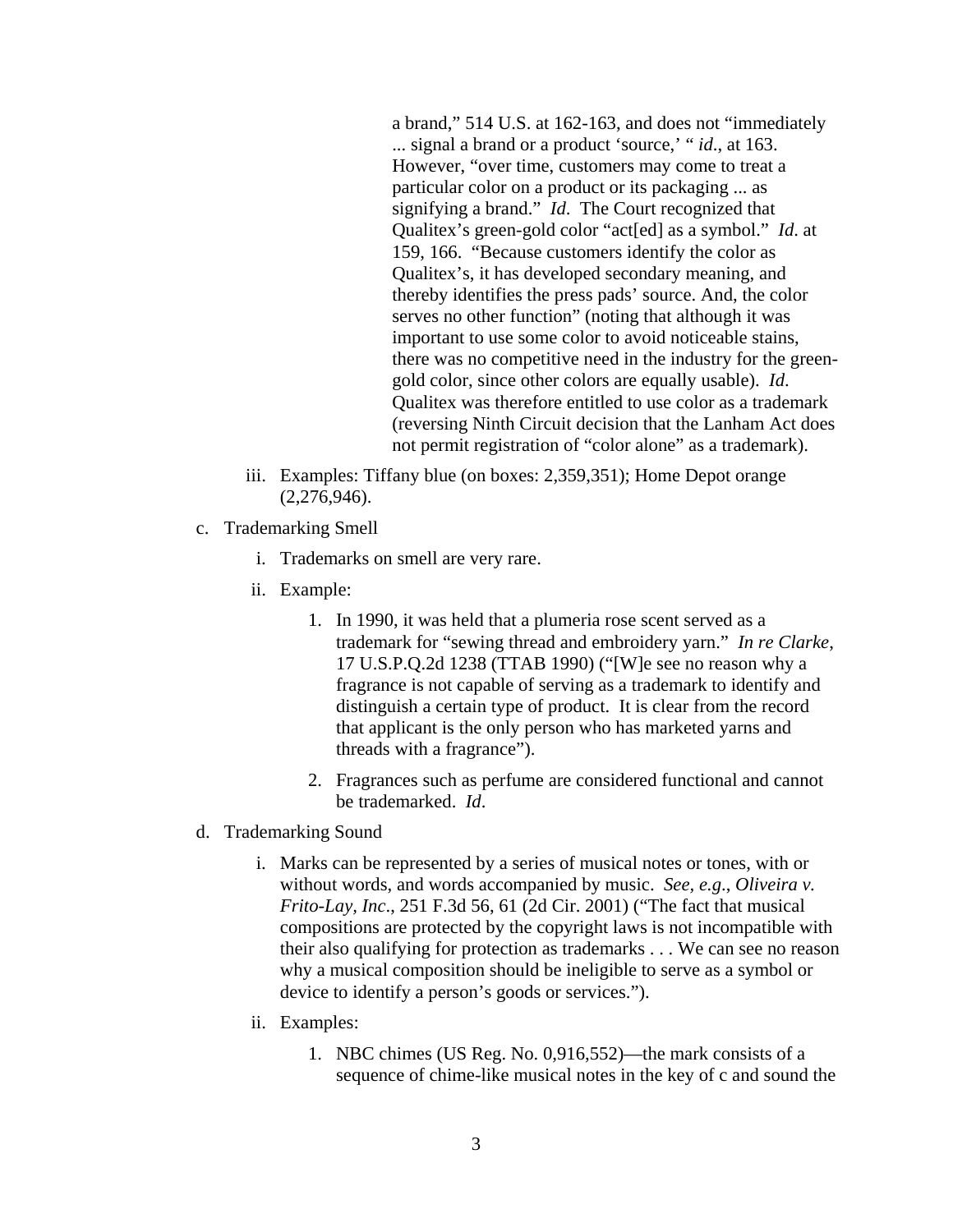a brand," 514 U.S. at 162-163, and does not "immediately ... signal a brand or a product 'source,' " *id*., at 163. However, "over time, customers may come to treat a particular color on a product or its packaging ... as signifying a brand." *Id*. The Court recognized that Qualitex's green-gold color "act[ed] as a symbol." *Id*. at 159, 166. "Because customers identify the color as Qualitex's, it has developed secondary meaning, and thereby identifies the press pads' source. And, the color serves no other function" (noting that although it was important to use some color to avoid noticeable stains, there was no competitive need in the industry for the green-gold color, since other colors are equally usable). *Id*. Qualitex was therefore entitled to use color as a trademark (reversing Ninth Circuit decision that the Lanham Act does not permit registration of "color alone" as a trademark).

iii. Examples: Tiffany blue (on boxes: 2,359,351); Home Depot orange (2,276,946).

c. Trademarking Smell

  i. Trademarks on smell are very rare.

  ii. Example:

    1. In 1990, it was held that a plumeria rose scent served as a trademark for "sewing thread and embroidery yarn." *In re Clarke*, 17 U.S.P.Q.2d 1238 (TTAB 1990) ("[W]e see no reason why a fragrance is not capable of serving as a trademark to identify and distinguish a certain type of product. It is clear from the record that applicant is the only person who has marketed yarns and threads with a fragrance").

    2. Fragrances such as perfume are considered functional and cannot be trademarked. *Id*.

d. Trademarking Sound

  i. Marks can be represented by a series of musical notes or tones, with or without words, and words accompanied by music. *See, e.g*., *Oliveira v. Frito-Lay, Inc*., 251 F.3d 56, 61 (2d Cir. 2001) ("The fact that musical compositions are protected by the copyright laws is not incompatible with their also qualifying for protection as trademarks . . . We can see no reason why a musical composition should be ineligible to serve as a symbol or device to identify a person's goods or services.").

  ii. Examples:

    1. NBC chimes (US Reg. No. 0,916,552)—the mark consists of a sequence of chime-like musical notes in the key of c and sound the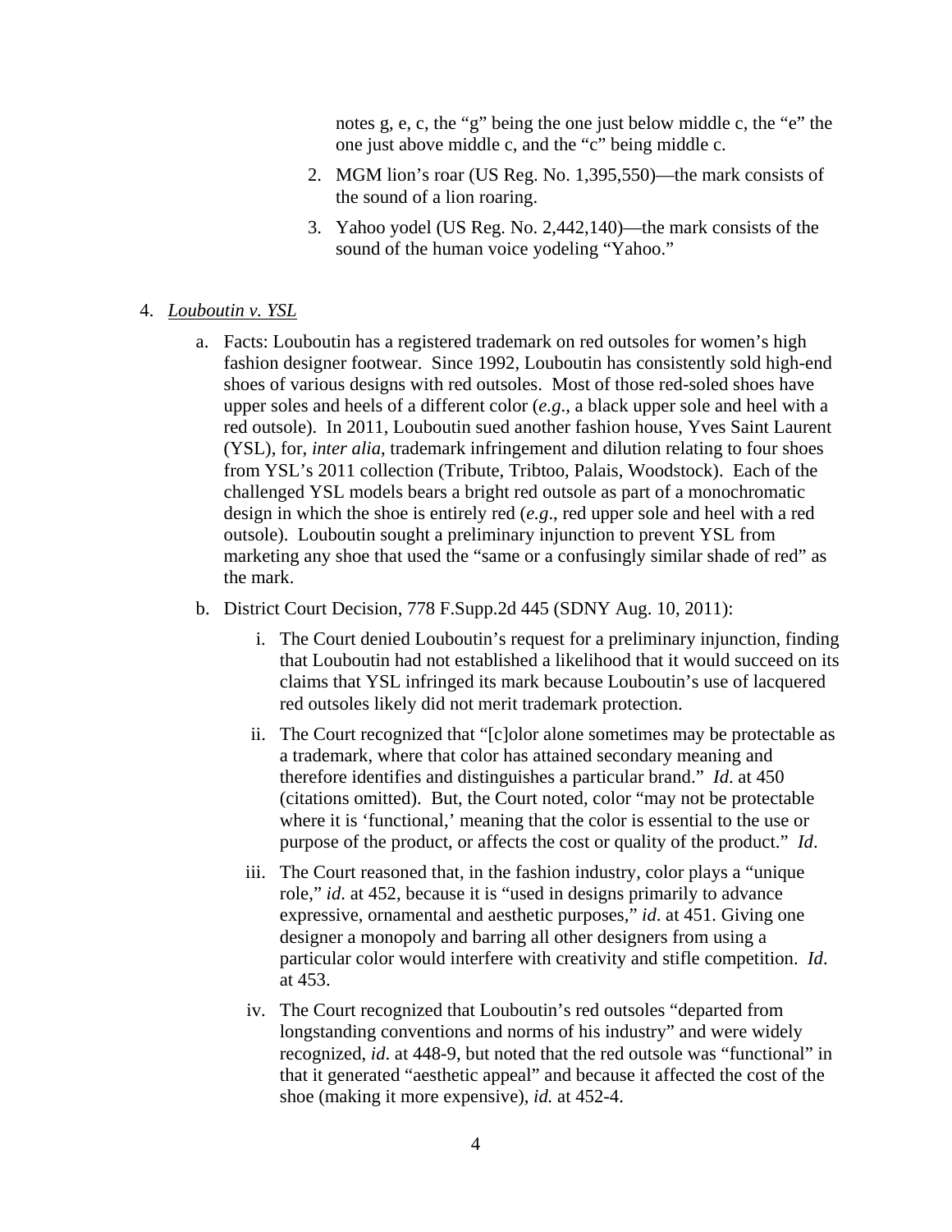notes g, e, c, the "g" being the one just below middle c, the "e" the one just above middle c, and the "c" being middle c.

2. MGM lion's roar (US Reg. No. 1,395,550)—the mark consists of the sound of a lion roaring.
3. Yahoo yodel (US Reg. No. 2,442,140)—the mark consists of the sound of the human voice yodeling "Yahoo."

4. *Louboutin v. YSL*

   a. Facts: Louboutin has a registered trademark on red outsoles for women's high fashion designer footwear. Since 1992, Louboutin has consistently sold high-end shoes of various designs with red outsoles. Most of those red-soled shoes have upper soles and heels of a different color (*e.g*., a black upper sole and heel with a red outsole). In 2011, Louboutin sued another fashion house, Yves Saint Laurent (YSL), for, *inter alia*, trademark infringement and dilution relating to four shoes from YSL's 2011 collection (Tribute, Tribtoo, Palais, Woodstock). Each of the challenged YSL models bears a bright red outsole as part of a monochromatic design in which the shoe is entirely red (*e.g*., red upper sole and heel with a red outsole). Louboutin sought a preliminary injunction to prevent YSL from marketing any shoe that used the "same or a confusingly similar shade of red" as the mark.

   b. District Court Decision, 778 F.Supp.2d 445 (SDNY Aug. 10, 2011):

      i. The Court denied Louboutin's request for a preliminary injunction, finding that Louboutin had not established a likelihood that it would succeed on its claims that YSL infringed its mark because Louboutin's use of lacquered red outsoles likely did not merit trademark protection.

      ii. The Court recognized that "[c]olor alone sometimes may be protectable as a trademark, where that color has attained secondary meaning and therefore identifies and distinguishes a particular brand." *Id*. at 450 (citations omitted). But, the Court noted, color "may not be protectable where it is 'functional,' meaning that the color is essential to the use or purpose of the product, or affects the cost or quality of the product." *Id*.

      iii. The Court reasoned that, in the fashion industry, color plays a "unique role," *id*. at 452, because it is "used in designs primarily to advance expressive, ornamental and aesthetic purposes," *id*. at 451. Giving one designer a monopoly and barring all other designers from using a particular color would interfere with creativity and stifle competition. *Id*. at 453.

      iv. The Court recognized that Louboutin's red outsoles "departed from longstanding conventions and norms of his industry" and were widely recognized, *id*. at 448-9, but noted that the red outsole was "functional" in that it generated "aesthetic appeal" and because it affected the cost of the shoe (making it more expensive), *id.* at 452-4.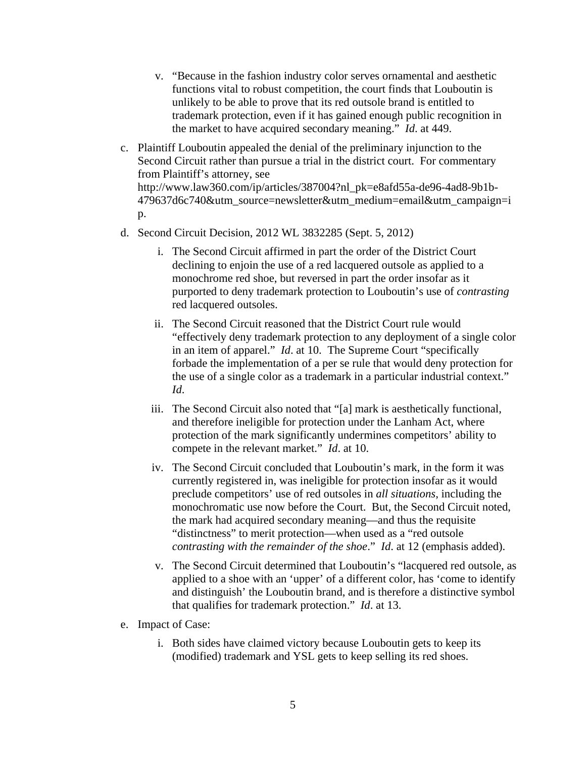v. "Because in the fashion industry color serves ornamental and aesthetic functions vital to robust competition, the court finds that Louboutin is unlikely to be able to prove that its red outsole brand is entitled to trademark protection, even if it has gained enough public recognition in the market to have acquired secondary meaning." *Id*. at 449.

c. Plaintiff Louboutin appealed the denial of the preliminary injunction to the Second Circuit rather than pursue a trial in the district court. For commentary from Plaintiff's attorney, see http://www.law360.com/ip/articles/387004?nl_pk=e8afd55a-de96-4ad8-9b1b-479637d6c740&utm_source=newsletter&utm_medium=email&utm_campaign=ip.

d. Second Circuit Decision, 2012 WL 3832285 (Sept. 5, 2012)

   i. The Second Circuit affirmed in part the order of the District Court declining to enjoin the use of a red lacquered outsole as applied to a monochrome red shoe, but reversed in part the order insofar as it purported to deny trademark protection to Louboutin's use of *contrasting* red lacquered outsoles.

   ii. The Second Circuit reasoned that the District Court rule would "effectively deny trademark protection to any deployment of a single color in an item of apparel." *Id*. at 10. The Supreme Court "specifically forbade the implementation of a per se rule that would deny protection for the use of a single color as a trademark in a particular industrial context." *Id*.

   iii. The Second Circuit also noted that "[a] mark is aesthetically functional, and therefore ineligible for protection under the Lanham Act, where protection of the mark significantly undermines competitors' ability to compete in the relevant market." *Id*. at 10.

   iv. The Second Circuit concluded that Louboutin's mark, in the form it was currently registered in, was ineligible for protection insofar as it would preclude competitors' use of red outsoles in *all situations*, including the monochromatic use now before the Court. But, the Second Circuit noted, the mark had acquired secondary meaning—and thus the requisite "distinctness" to merit protection—when used as a "red outsole *contrasting with the remainder of the shoe*." *Id*. at 12 (emphasis added).

   v. The Second Circuit determined that Louboutin's "lacquered red outsole, as applied to a shoe with an 'upper' of a different color, has 'come to identify and distinguish' the Louboutin brand, and is therefore a distinctive symbol that qualifies for trademark protection." *Id*. at 13.

e. Impact of Case:

   i. Both sides have claimed victory because Louboutin gets to keep its (modified) trademark and YSL gets to keep selling its red shoes.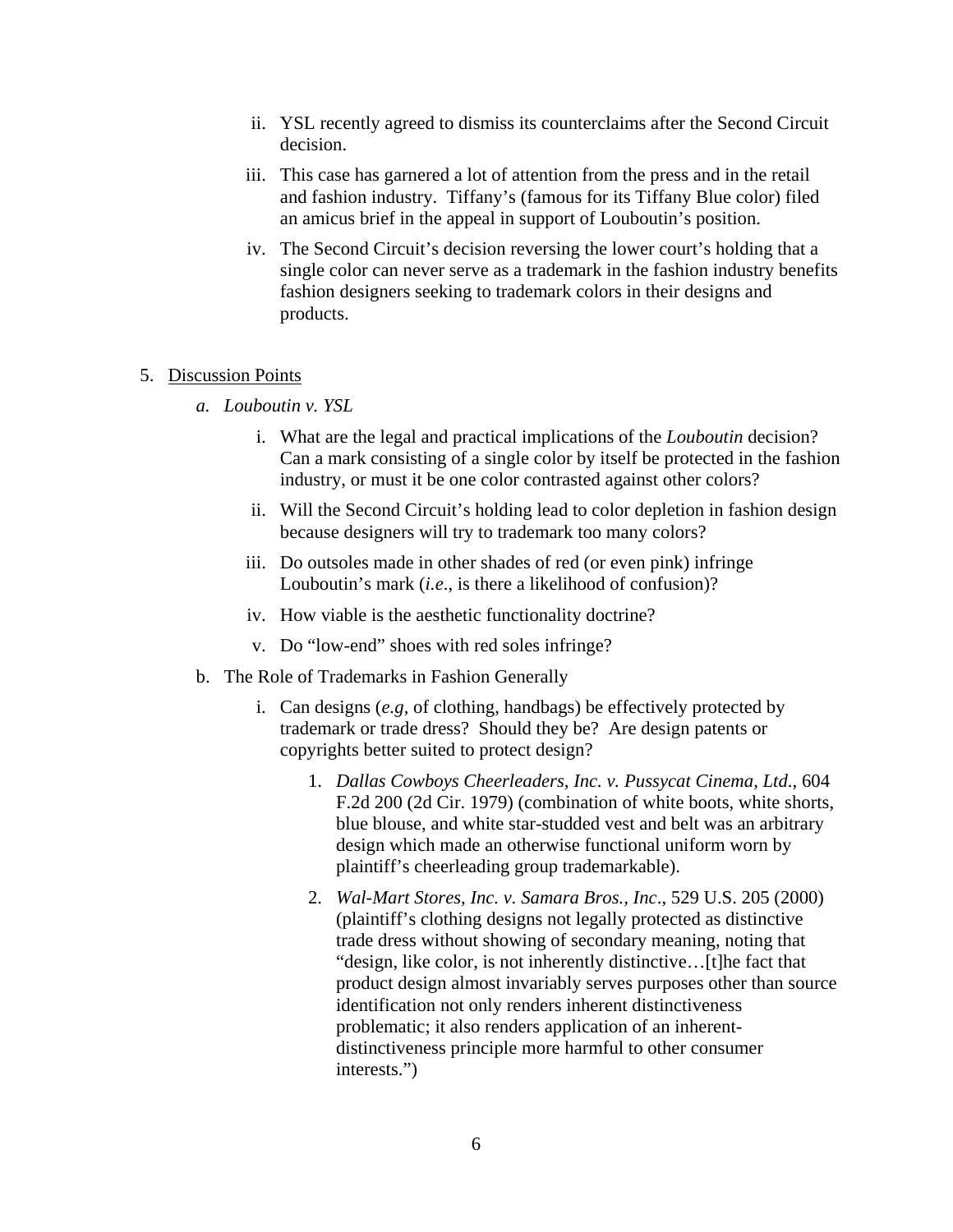ii. YSL recently agreed to dismiss its counterclaims after the Second Circuit decision.

iii. This case has garnered a lot of attention from the press and in the retail and fashion industry. Tiffany's (famous for its Tiffany Blue color) filed an amicus brief in the appeal in support of Louboutin's position.

iv. The Second Circuit's decision reversing the lower court's holding that a single color can never serve as a trademark in the fashion industry benefits fashion designers seeking to trademark colors in their designs and products.

5. <u>Discussion Points</u>

   *a. Louboutin v. YSL*

      i. What are the legal and practical implications of the *Louboutin* decision? Can a mark consisting of a single color by itself be protected in the fashion industry, or must it be one color contrasted against other colors?

      ii. Will the Second Circuit's holding lead to color depletion in fashion design because designers will try to trademark too many colors?

      iii. Do outsoles made in other shades of red (or even pink) infringe Louboutin's mark (*i.e.*, is there a likelihood of confusion)?

      iv. How viable is the aesthetic functionality doctrine?

      v. Do "low-end" shoes with red soles infringe?

   b. The Role of Trademarks in Fashion Generally

      i. Can designs (*e.g*, of clothing, handbags) be effectively protected by trademark or trade dress? Should they be? Are design patents or copyrights better suited to protect design?

         1. *Dallas Cowboys Cheerleaders, Inc. v. Pussycat Cinema, Ltd*., 604 F.2d 200 (2d Cir. 1979) (combination of white boots, white shorts, blue blouse, and white star-studded vest and belt was an arbitrary design which made an otherwise functional uniform worn by plaintiff's cheerleading group trademarkable).

         2. *Wal-Mart Stores, Inc. v. Samara Bros., Inc*., 529 U.S. 205 (2000) (plaintiff's clothing designs not legally protected as distinctive trade dress without showing of secondary meaning, noting that "design, like color, is not inherently distinctive…[t]he fact that product design almost invariably serves purposes other than source identification not only renders inherent distinctiveness problematic; it also renders application of an inherent-distinctiveness principle more harmful to other consumer interests.")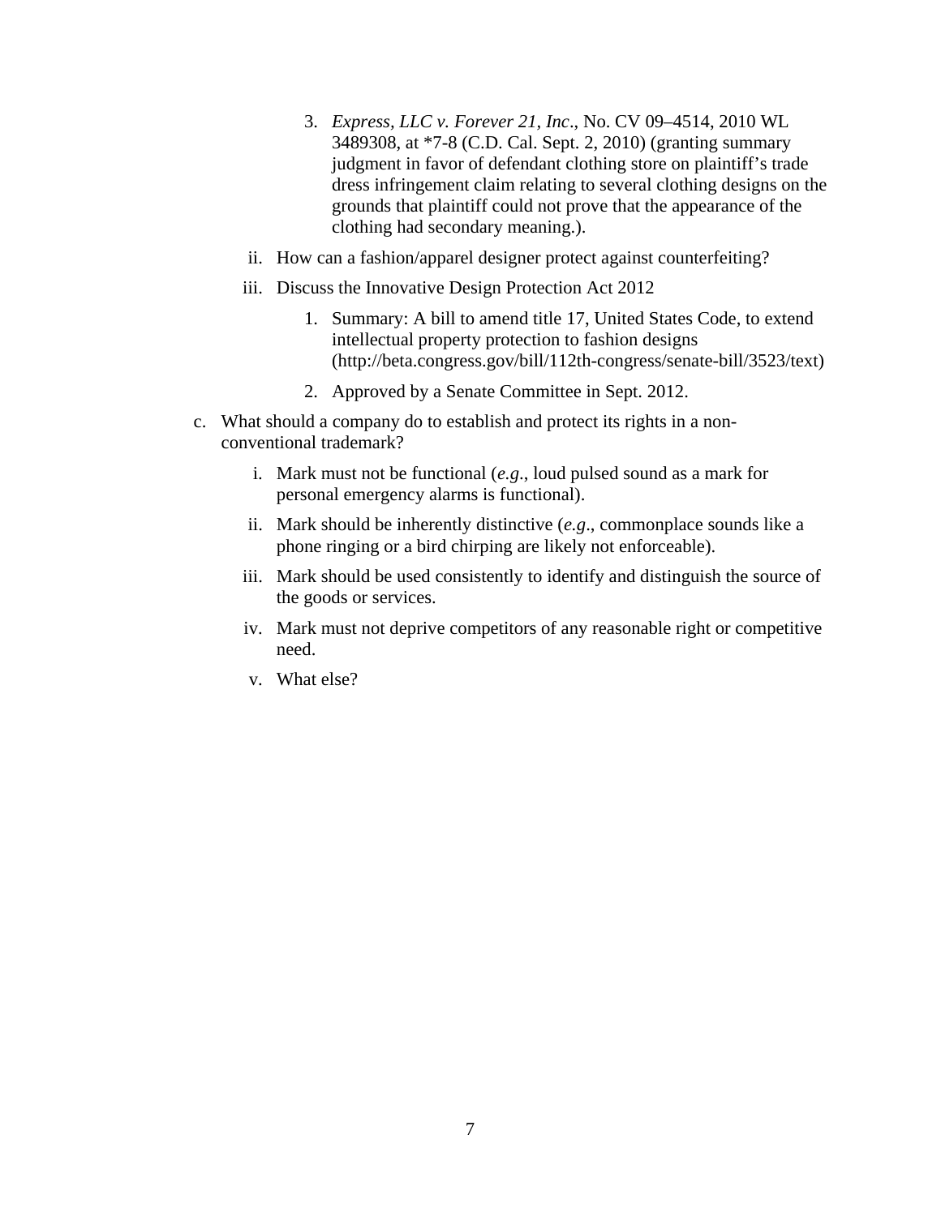3. *Express, LLC v. Forever 21, Inc*., No. CV 09–4514, 2010 WL 3489308, at *7-8 (C.D. Cal. Sept. 2, 2010) (granting summary judgment in favor of defendant clothing store on plaintiff's trade dress infringement claim relating to several clothing designs on the grounds that plaintiff could not prove that the appearance of the clothing had secondary meaning.).

ii. How can a fashion/apparel designer protect against counterfeiting?

iii. Discuss the Innovative Design Protection Act 2012

1. Summary: A bill to amend title 17, United States Code, to extend intellectual property protection to fashion designs (http://beta.congress.gov/bill/112th-congress/senate-bill/3523/text)
2. Approved by a Senate Committee in Sept. 2012.

c. What should a company do to establish and protect its rights in a non-conventional trademark?

i. Mark must not be functional (*e.g*., loud pulsed sound as a mark for personal emergency alarms is functional).

ii. Mark should be inherently distinctive (*e.g*., commonplace sounds like a phone ringing or a bird chirping are likely not enforceable).

iii. Mark should be used consistently to identify and distinguish the source of the goods or services.

iv. Mark must not deprive competitors of any reasonable right or competitive need.

v. What else?